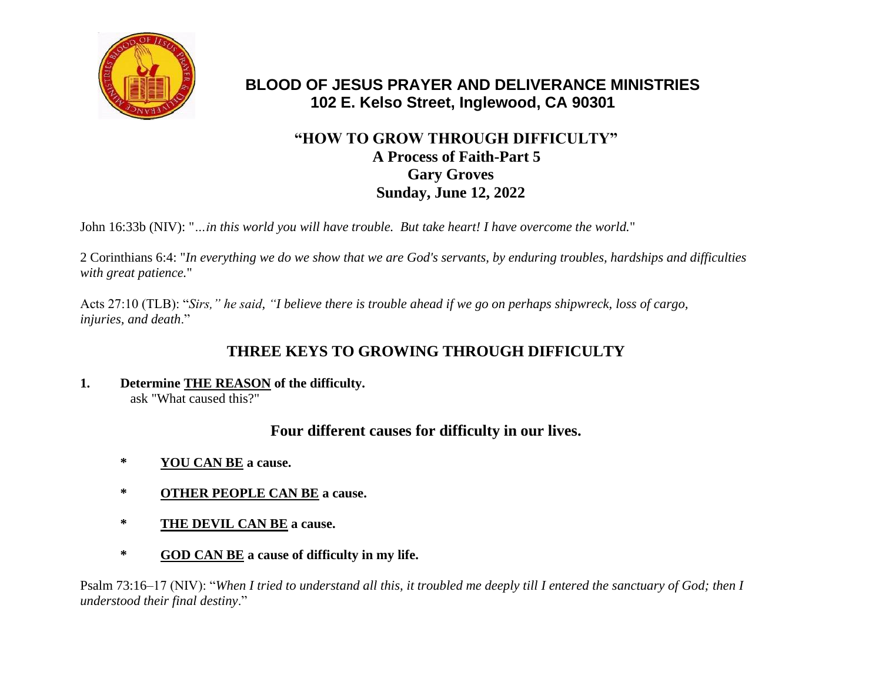# BLOOD OF JESUS PRAYER AND DELIVERANCE MINISTRIES

**102 E. Kelso Street, Inglewood, CA 90301**

## "HOW TO GROW THROUGH DIFFICULTY"

**A Process of Faith-Part 5**

**Gary Groves**

**Sunday, June 12, 2022**

John 16:33b (NIV): "*...in this world you will have trouble. But take heart! I have overcome the world.*"

2 Corinthians 6:4: "*In everything we do we show that we are God's servants, by enduring troubles, hardships and difficulties with great patience.*"

Acts 27:10 (TLB): "*Sirs," he said, "I believe there is trouble ahead if we go on perhaps shipwreck, loss of cargo, injuries, and death*."

## THREE KEYS TO GROWING THROUGH DIFFICULTY

**1. Determine <u>THE REASON</u> of the difficulty.**
ask "What caused this?"

### Four different causes for difficulty in our lives.

- **<u>YOU CAN BE</u> a cause.**
- **<u>OTHER PEOPLE CAN BE</u> a cause.**
- **<u>THE DEVIL CAN BE</u> a cause.**
- **<u>GOD CAN BE</u> a cause of difficulty in my life.**

Psalm 73:16–17 (NIV): "*When I tried to understand all this, it troubled me deeply till I entered the sanctuary of God; then I understood their final destiny*."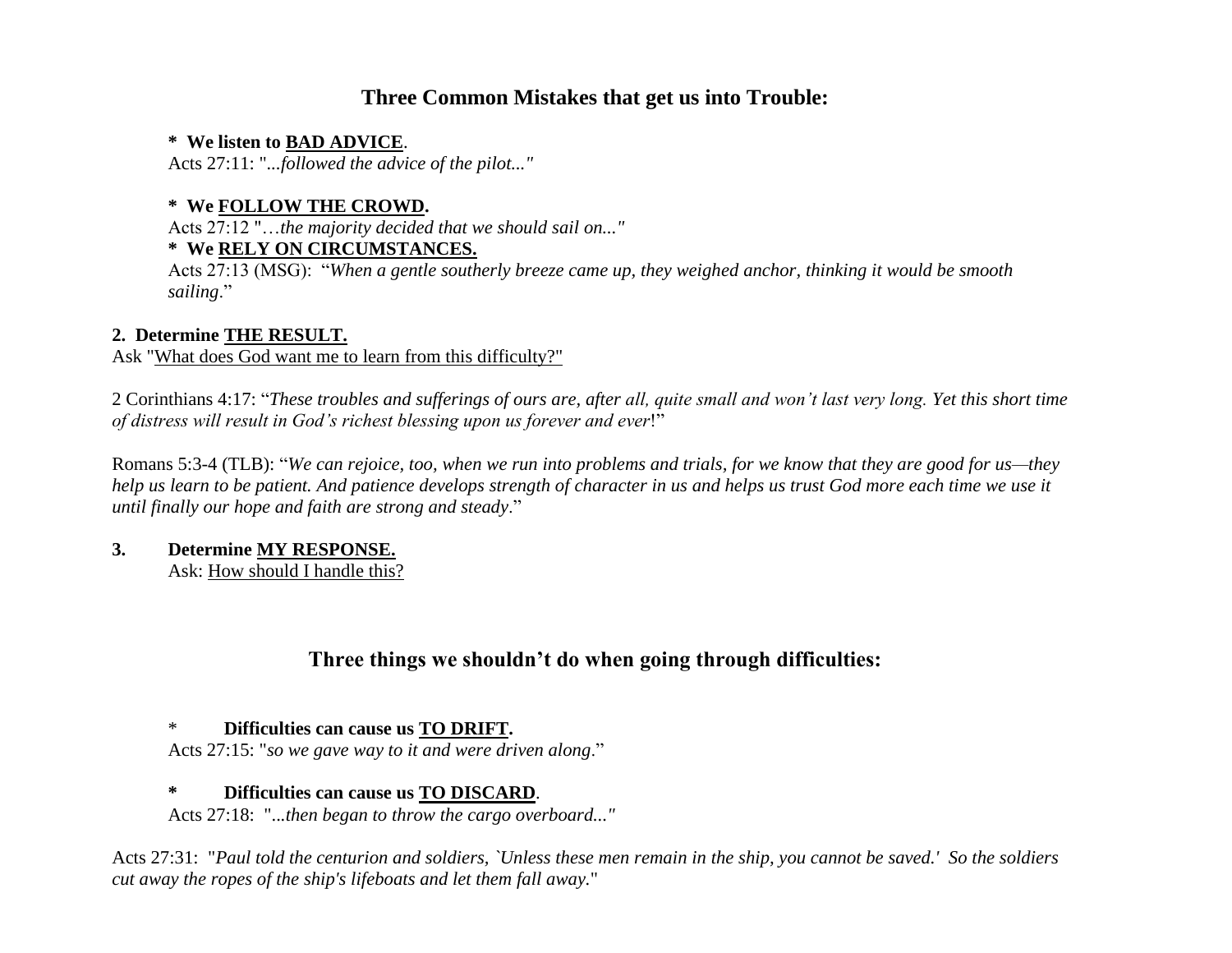## Three Common Mistakes that get us into Trouble:

**\* We listen to <u>BAD ADVICE</u>**.
Acts 27:11: "*...followed the advice of the pilot..."*

**\* We <u>FOLLOW THE CROWD</u>.**
Acts 27:12 "*…the majority decided that we should sail on..."*

**\* We <u>RELY ON CIRCUMSTANCES.</u>**
Acts 27:13 (MSG): "*When a gentle southerly breeze came up, they weighed anchor, thinking it would be smooth sailing*."

**2. Determine <u>THE RESULT.</u>**
Ask "<u>What does God want me to learn from this difficulty?</u>"

2 Corinthians 4:17: "*These troubles and sufferings of ours are, after all, quite small and won't last very long. Yet this short time of distress will result in God's richest blessing upon us forever and ever*!"

Romans 5:3-4 (TLB): "*We can rejoice, too, when we run into problems and trials, for we know that they are good for us—they help us learn to be patient. And patience develops strength of character in us and helps us trust God more each time we use it until finally our hope and faith are strong and steady*."

**3. Determine <u>MY RESPONSE.</u>**
Ask: <u>How should I handle this?</u>

## Three things we shouldn't do when going through difficulties:

\* **Difficulties can cause us <u>TO DRIFT</u>.**
Acts 27:15: "*so we gave way to it and were driven along*."

**\* Difficulties can cause us <u>TO DISCARD</u>**.
Acts 27:18: "*...then began to throw the cargo overboard..."*

Acts 27:31: "*Paul told the centurion and soldiers, `Unless these men remain in the ship, you cannot be saved.' So the soldiers cut away the ropes of the ship's lifeboats and let them fall away*."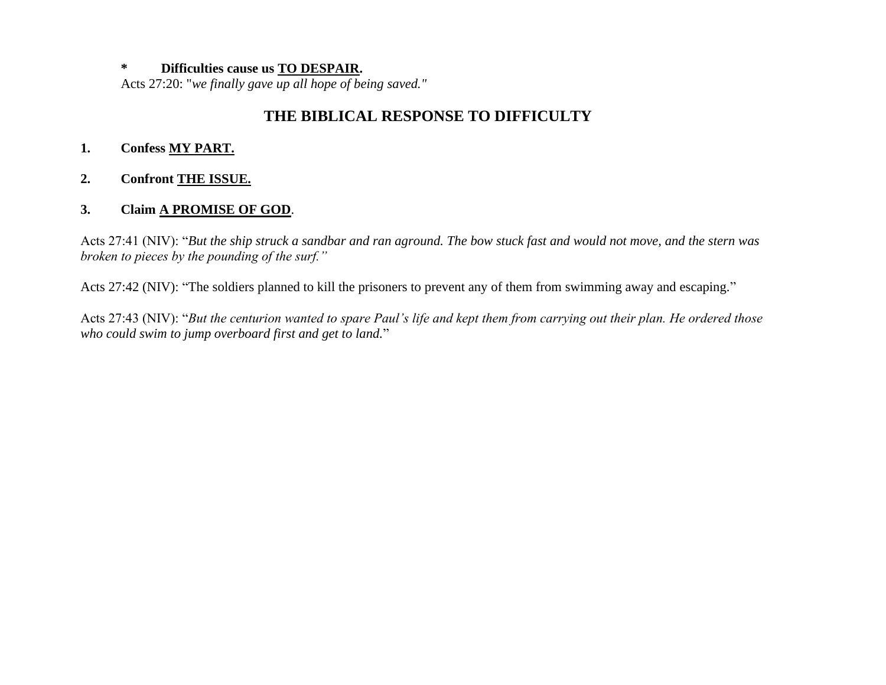**\*	Difficulties cause us <u>TO DESPAIR</u>.**
Acts 27:20: "*we finally gave up all hope of being saved."*

## THE BIBLICAL RESPONSE TO DIFFICULTY

**1.	Confess <u>MY PART.</u>**

**2.	Confront <u>THE ISSUE.</u>**

**3.	Claim <u>A PROMISE OF GOD</u>**.

Acts 27:41 (NIV): "*But the ship struck a sandbar and ran aground. The bow stuck fast and would not move, and the stern was broken to pieces by the pounding of the surf."*

Acts 27:42 (NIV): "The soldiers planned to kill the prisoners to prevent any of them from swimming away and escaping."

Acts 27:43 (NIV): "*But the centurion wanted to spare Paul's life and kept them from carrying out their plan. He ordered those who could swim to jump overboard first and get to land.*"